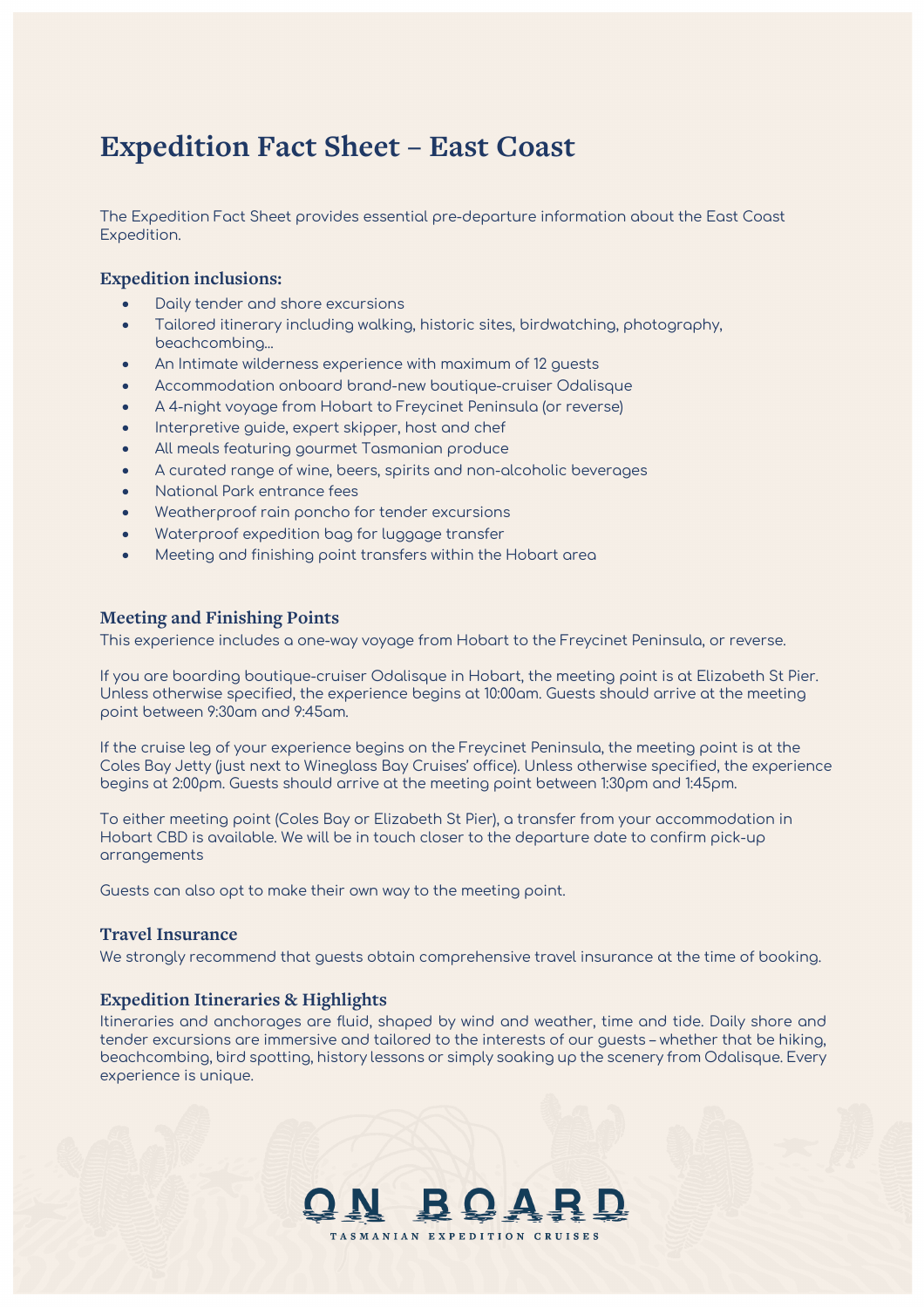# Expedition Fact Sheet – East Coast

The Expedition Fact Sheet provides essential pre-departure information about the East Coast Expedition.

### Expedition inclusions:

- Daily tender and shore excursions
- Tailored itinerary including walking, historic sites, birdwatching, photography, beachcombing…
- An Intimate wilderness experience with maximum of 12 guests
- Accommodation onboard brand-new boutique-cruiser Odalisque
- A 4-night voyage from Hobart to Freycinet Peninsula (or reverse)
- Interpretive guide, expert skipper, host and chef
- All meals featuring gourmet Tasmanian produce
- A curated range of wine, beers, spirits and non-alcoholic beverages
- National Park entrance fees
- Weatherproof rain poncho for tender excursions
- Waterproof expedition bag for luggage transfer
- Meeting and finishing point transfers within the Hobart area

### Meeting and Finishing Points

This experience includes a one-way voyage from Hobart to the Freycinet Peninsula, or reverse.

If you are boarding boutique-cruiser Odalisque in Hobart, the meeting point is at Elizabeth St Pier. Unless otherwise specified, the experience begins at 10:00am. Guests should arrive at the meeting point between 9:30am and 9:45am.

If the cruise leg of your experience begins on the Freycinet Peninsula, the meeting point is at the Coles Bay Jetty (just next to Wineglass Bay Cruises' office). Unless otherwise specified, the experience begins at 2:00pm. Guests should arrive at the meeting point between 1:30pm and 1:45pm.

To either meeting point (Coles Bay or Elizabeth St Pier), a transfer from your accommodation in Hobart CBD is available. We will be in touch closer to the departure date to confirm pick-up arrangements

Guests can also opt to make their own way to the meeting point.

### Travel Insurance

We strongly recommend that guests obtain comprehensive travel insurance at the time of booking.

### Expedition Itineraries & Highlights

Itineraries and anchorages are fluid, shaped by wind and weather, time and tide. Daily shore and tender excursions are immersive and tailored to the interests of our guests – whether that be hiking, beachcombing, bird spotting, history lessons or simply soaking up the scenery from Odalisque. Every experience is unique.

ON BOARD
TASMANIAN EXPEDITION CRUISES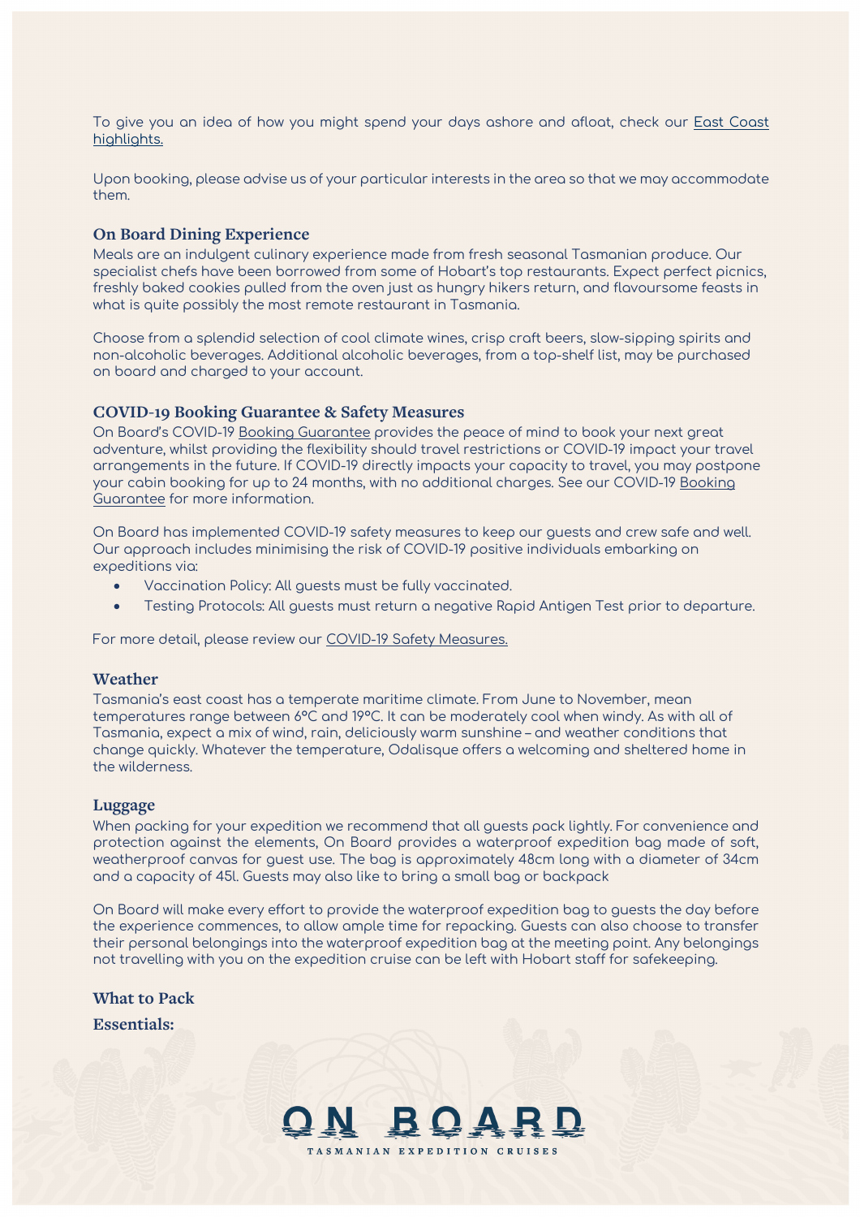To give you an idea of how you might spend your days ashore and afloat, check our East Coast highlights.

Upon booking, please advise us of your particular interests in the area so that we may accommodate them.

### On Board Dining Experience

Meals are an indulgent culinary experience made from fresh seasonal Tasmanian produce. Our specialist chefs have been borrowed from some of Hobart's top restaurants. Expect perfect picnics, freshly baked cookies pulled from the oven just as hungry hikers return, and flavoursome feasts in what is quite possibly the most remote restaurant in Tasmania.

Choose from a splendid selection of cool climate wines, crisp craft beers, slow-sipping spirits and non-alcoholic beverages. Additional alcoholic beverages, from a top-shelf list, may be purchased on board and charged to your account.

### COVID-19 Booking Guarantee & Safety Measures

On Board's COVID-19 Booking Guarantee provides the peace of mind to book your next great adventure, whilst providing the flexibility should travel restrictions or COVID-19 impact your travel arrangements in the future. If COVID-19 directly impacts your capacity to travel, you may postpone your cabin booking for up to 24 months, with no additional charges. See our COVID-19 Booking Guarantee for more information.

On Board has implemented COVID-19 safety measures to keep our guests and crew safe and well. Our approach includes minimising the risk of COVID-19 positive individuals embarking on expeditions via:

- Vaccination Policy: All guests must be fully vaccinated.
- Testing Protocols: All guests must return a negative Rapid Antigen Test prior to departure.

For more detail, please review our COVID-19 Safety Measures.

### Weather

Tasmania's east coast has a temperate maritime climate. From June to November, mean temperatures range between 6°C and 19°C. It can be moderately cool when windy. As with all of Tasmania, expect a mix of wind, rain, deliciously warm sunshine – and weather conditions that change quickly. Whatever the temperature, Odalisque offers a welcoming and sheltered home in the wilderness.

### Luggage

When packing for your expedition we recommend that all guests pack lightly. For convenience and protection against the elements, On Board provides a waterproof expedition bag made of soft, weatherproof canvas for guest use. The bag is approximately 48cm long with a diameter of 34cm and a capacity of 45l. Guests may also like to bring a small bag or backpack

On Board will make every effort to provide the waterproof expedition bag to guests the day before the experience commences, to allow ample time for repacking. Guests can also choose to transfer their personal belongings into the waterproof expedition bag at the meeting point. Any belongings not travelling with you on the expedition cruise can be left with Hobart staff for safekeeping.

### What to Pack

**Essentials:**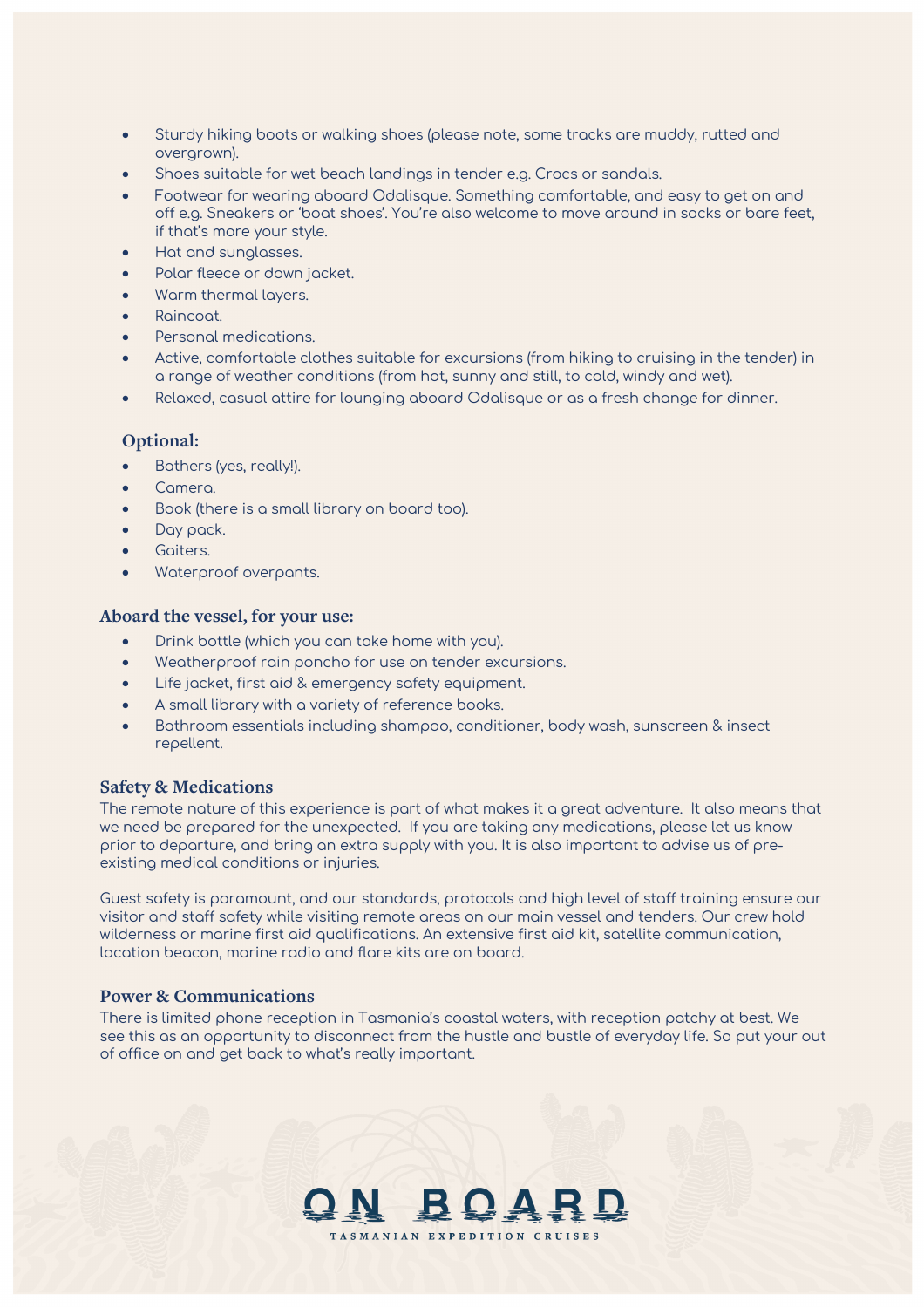- Sturdy hiking boots or walking shoes (please note, some tracks are muddy, rutted and overgrown).
- Shoes suitable for wet beach landings in tender e.g. Crocs or sandals.
- Footwear for wearing aboard Odalisque. Something comfortable, and easy to get on and off e.g. Sneakers or 'boat shoes'. You're also welcome to move around in socks or bare feet, if that's more your style.
- Hat and sunglasses.
- Polar fleece or down jacket.
- Warm thermal layers.
- Raincoat.
- Personal medications.
- Active, comfortable clothes suitable for excursions (from hiking to cruising in the tender) in a range of weather conditions (from hot, sunny and still, to cold, windy and wet).
- Relaxed, casual attire for lounging aboard Odalisque or as a fresh change for dinner.

### Optional:

- Bathers (yes, really!).
- Camera.
- Book (there is a small library on board too).
- Day pack.
- Gaiters.
- Waterproof overpants.

### Aboard the vessel, for your use:

- Drink bottle (which you can take home with you).
- Weatherproof rain poncho for use on tender excursions.
- Life jacket, first aid & emergency safety equipment.
- A small library with a variety of reference books.
- Bathroom essentials including shampoo, conditioner, body wash, sunscreen & insect repellent.

### Safety & Medications

The remote nature of this experience is part of what makes it a great adventure. It also means that we need be prepared for the unexpected. If you are taking any medications, please let us know prior to departure, and bring an extra supply with you. It is also important to advise us of pre-existing medical conditions or injuries.

Guest safety is paramount, and our standards, protocols and high level of staff training ensure our visitor and staff safety while visiting remote areas on our main vessel and tenders. Our crew hold wilderness or marine first aid qualifications. An extensive first aid kit, satellite communication, location beacon, marine radio and flare kits are on board.

### Power & Communications

There is limited phone reception in Tasmania's coastal waters, with reception patchy at best. We see this as an opportunity to disconnect from the hustle and bustle of everyday life. So put your out of office on and get back to what's really important.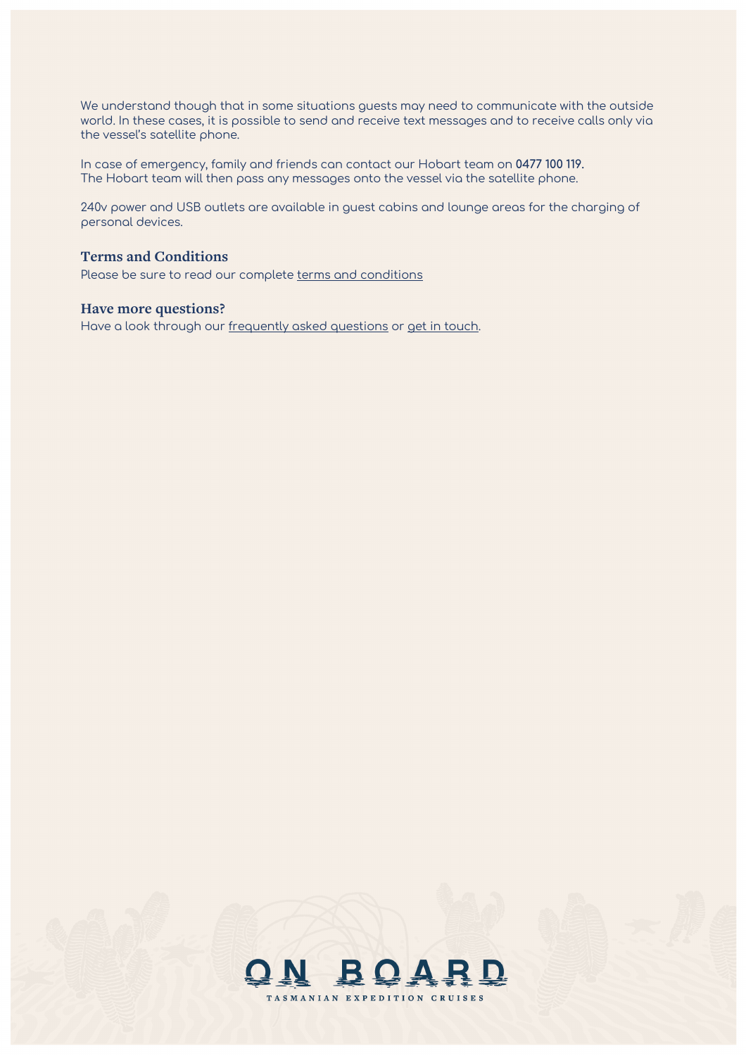We understand though that in some situations guests may need to communicate with the outside world. In these cases, it is possible to send and receive text messages and to receive calls only via the vessel's satellite phone.

In case of emergency, family and friends can contact our Hobart team on **0477 100 119.**
The Hobart team will then pass any messages onto the vessel via the satellite phone.

240v power and USB outlets are available in guest cabins and lounge areas for the charging of personal devices.

### Terms and Conditions

Please be sure to read our complete terms and conditions

### Have more questions?

Have a look through our frequently asked questions or get in touch.

ON BOARD
TASMANIAN EXPEDITION CRUISES